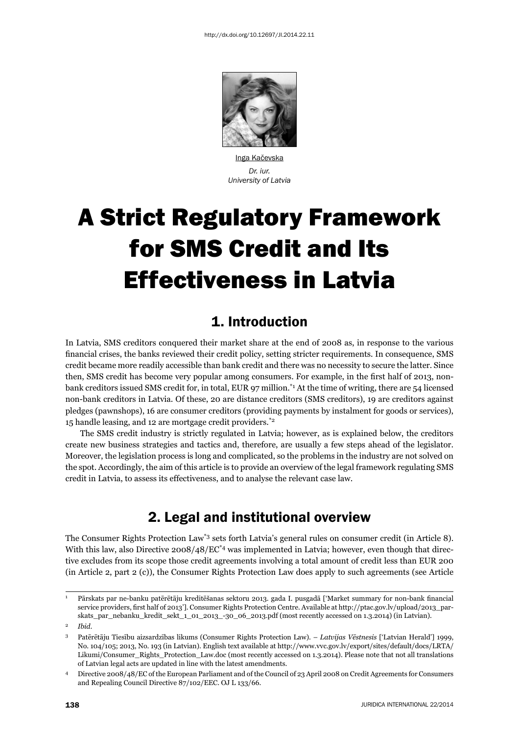http://dx.doi.org/10.12697/JI.2014.22.11

Inga Kačevska

*Dr. iur.*
*University of Latvia*

# A Strict Regulatory Framework for SMS Credit and Its Effectiveness in Latvia

## 1. Introduction

In Latvia, SMS creditors conquered their market share at the end of 2008 as, in response to the various financial crises, the banks reviewed their credit policy, setting stricter requirements. In consequence, SMS credit became more readily accessible than bank credit and there was no necessity to secure the latter. Since then, SMS credit has become very popular among consumers. For example, in the first half of 2013, non-bank creditors issued SMS credit for, in total, EUR 97 million.[*1] At the time of writing, there are 54 licensed non-bank creditors in Latvia. Of these, 20 are distance creditors (SMS creditors), 19 are creditors against pledges (pawnshops), 16 are consumer creditors (providing payments by instalment for goods or services), 15 handle leasing, and 12 are mortgage credit providers.[*2]

The SMS credit industry is strictly regulated in Latvia; however, as is explained below, the creditors create new business strategies and tactics and, therefore, are usually a few steps ahead of the legislator. Moreover, the legislation process is long and complicated, so the problems in the industry are not solved on the spot. Accordingly, the aim of this article is to provide an overview of the legal framework regulating SMS credit in Latvia, to assess its effectiveness, and to analyse the relevant case law.

## 2. Legal and institutional overview

The Consumer Rights Protection Law[*3] sets forth Latvia's general rules on consumer credit (in Article 8). With this law, also Directive 2008/48/EC[*4] was implemented in Latvia; however, even though that directive excludes from its scope those credit agreements involving a total amount of credit less than EUR 200 (in Article 2, part 2 (c)), the Consumer Rights Protection Law does apply to such agreements (see Article

---

1 Pārskats par ne-banku patērētāju kreditēšanas sektoru 2013. gada I. pusgadā ['Market summary for non-bank financial service providers, first half of 2013']. Consumer Rights Protection Centre. Available at http://ptac.gov.lv/upload/2013_parskats_par_nebanku_kredit_sekt_1_01_2013_-30_06_2013.pdf (most recently accessed on 1.3.2014) (in Latvian).

2 *Ibid.*

3 Patērētāju Tiesību aizsardzības likums (Consumer Rights Protection Law). – *Latvijas Vēstnesis* ['Latvian Herald'] 1999, No. 104/105; 2013, No. 193 (in Latvian). English text available at http://www.vvc.gov.lv/export/sites/default/docs/LRTA/Likumi/Consumer_Rights_Protection_Law.doc (most recently accessed on 1.3.2014). Please note that not all translations of Latvian legal acts are updated in line with the latest amendments.

4 Directive 2008/48/EC of the European Parliament and of the Council of 23 April 2008 on Credit Agreements for Consumers and Repealing Council Directive 87/102/EEC. OJ L 133/66.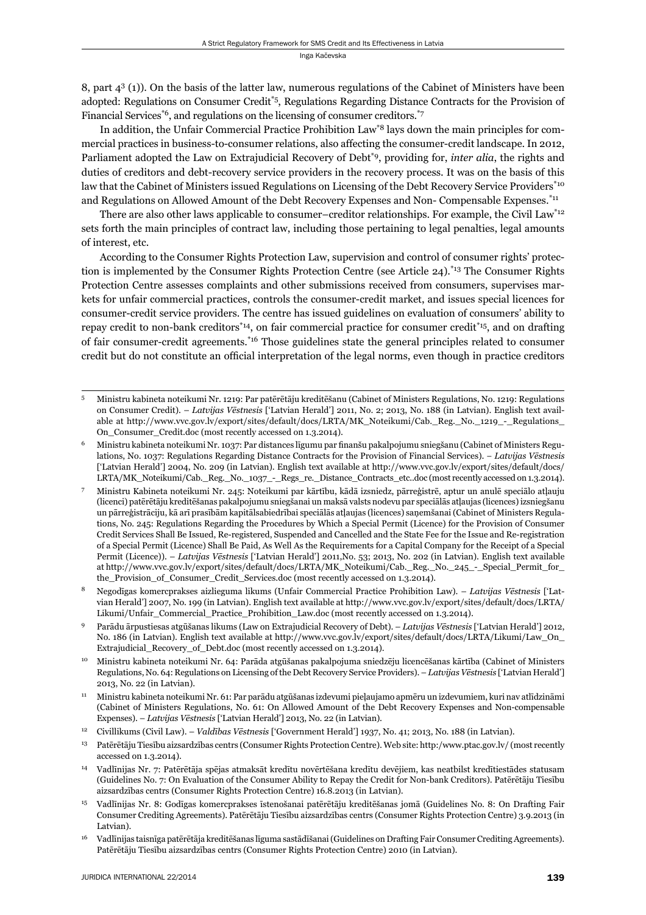8, part $4^3$ (1)). On the basis of the latter law, numerous regulations of the Cabinet of Ministers have been adopted: Regulations on Consumer Credit[*5], Regulations Regarding Distance Contracts for the Provision of Financial Services[*6], and regulations on the licensing of consumer creditors.[*7]

In addition, the Unfair Commercial Practice Prohibition Law[*8] lays down the main principles for commercial practices in business-to-consumer relations, also affecting the consumer-credit landscape. In 2012, Parliament adopted the Law on Extrajudicial Recovery of Debt[*9], providing for, *inter alia*, the rights and duties of creditors and debt-recovery service providers in the recovery process. It was on the basis of this law that the Cabinet of Ministers issued Regulations on Licensing of the Debt Recovery Service Providers[*10] and Regulations on Allowed Amount of the Debt Recovery Expenses and Non- Compensable Expenses.[*11]

There are also other laws applicable to consumer–creditor relationships. For example, the Civil Law[*12] sets forth the main principles of contract law, including those pertaining to legal penalties, legal amounts of interest, etc.

According to the Consumer Rights Protection Law, supervision and control of consumer rights' protection is implemented by the Consumer Rights Protection Centre (see Article 24).[*13] The Consumer Rights Protection Centre assesses complaints and other submissions received from consumers, supervises markets for unfair commercial practices, controls the consumer-credit market, and issues special licences for consumer-credit service providers. The centre has issued guidelines on evaluation of consumers' ability to repay credit to non-bank creditors[*14], on fair commercial practice for consumer credit[*15], and on drafting of fair consumer-credit agreements.[*16] Those guidelines state the general principles related to consumer credit but do not constitute an official interpretation of the legal norms, even though in practice creditors

---

5 Ministru kabineta noteikumi Nr. 1219: Par patērētāju kreditēšanu (Cabinet of Ministers Regulations, No. 1219: Regulations on Consumer Credit). – *Latvijas Vēstnesis* ['Latvian Herald'] 2011, No. 2; 2013, No. 188 (in Latvian). English text available at http://www.vvc.gov.lv/export/sites/default/docs/LRTA/MK_Noteikumi/Cab._Reg._No._1219_-_Regulations_On_Consumer_Credit.doc (most recently accessed on 1.3.2014).

6 Ministru kabineta noteikumi Nr. 1037: Par distances līgumu par finanšu pakalpojumu sniegšanu (Cabinet of Ministers Regulations, No. 1037: Regulations Regarding Distance Contracts for the Provision of Financial Services). – *Latvijas Vēstnesis* ['Latvian Herald'] 2004, No. 209 (in Latvian). English text available at http://www.vvc.gov.lv/export/sites/default/docs/LRTA/MK_Noteikumi/Cab._Reg._No._1037_-_Regs_re._Distance_Contracts_etc..doc (most recently accessed on 1.3.2014).

7 Ministru Kabineta noteikumi Nr. 245: Noteikumi par kārtību, kādā izsniedz, pārreģistrē, aptur un anulē speciālo atļauju (licenci) patērētāju kreditēšanas pakalpojumu sniegšanai un maksā valsts nodevu par speciālās atļaujas (licences) izsniegšanu un pārreģistrāciju, kā arī prasībām kapitālsabiedrībai speciālās atļaujas (licences) saņemšanai (Cabinet of Ministers Regulations, No. 245: Regulations Regarding the Procedures by Which a Special Permit (Licence) for the Provision of Consumer Credit Services Shall Be Issued, Re-registered, Suspended and Cancelled and the State Fee for the Issue and Re-registration of a Special Permit (Licence) Shall Be Paid, As Well As the Requirements for a Capital Company for the Receipt of a Special Permit (Licence)). – *Latvijas Vēstnesis* ['Latvian Herald'] 2011,No. 53; 2013, No. 202 (in Latvian). English text available at http://www.vvc.gov.lv/export/sites/default/docs/LRTA/MK_Noteikumi/Cab._Reg._No._245_-_Special_Permit_for_the_Provision_of_Consumer_Credit_Services.doc (most recently accessed on 1.3.2014).

8 Negodīgas komercprakses aizlieguma likums (Unfair Commercial Practice Prohibition Law). – *Latvijas Vēstnesis* ['Latvian Herald'] 2007, No. 199 (in Latvian). English text available at http://www.vvc.gov.lv/export/sites/default/docs/LRTA/Likumi/Unfair_Commercial_Practice_Prohibition_Law.doc (most recently accessed on 1.3.2014).

9 Parādu ārpustiesas atgūšanas likums (Law on Extrajudicial Recovery of Debt). – *Latvijas Vēstnesis* ['Latvian Herald'] 2012, No. 186 (in Latvian). English text available at http://www.vvc.gov.lv/export/sites/default/docs/LRTA/Likumi/Law_On_Extrajudicial_Recovery_of_Debt.doc (most recently accessed on 1.3.2014).

10 Ministru kabineta noteikumi Nr. 64: Parāda atgūšanas pakalpojuma sniedzēju licencēšanas kārtība (Cabinet of Ministers Regulations, No. 64: Regulations on Licensing of the Debt Recovery Service Providers). – *Latvijas Vēstnesis* ['Latvian Herald'] 2013, No. 22 (in Latvian).

11 Ministru kabineta noteikumi Nr. 61: Par parādu atgūšanas izdevumi pieļaujamo apmēru un izdevumiem, kuri nav atlīdzināmi (Cabinet of Ministers Regulations, No. 61: On Allowed Amount of the Debt Recovery Expenses and Non-compensable Expenses). – *Latvijas Vēstnesis* ['Latvian Herald'] 2013, No. 22 (in Latvian).

12 Civillikums (Civil Law). – *Valdības Vēstnesis* ['Government Herald'] 1937, No. 41; 2013, No. 188 (in Latvian).

13 Patērētāju Tiesību aizsardzības centrs (Consumer Rights Protection Centre). Web site: http:/www.ptac.gov.lv/ (most recently accessed on 1.3.2014).

14 Vadlīnijas Nr. 7: Patērētāja spējas atmaksāt kredītu novērtēšana kredītu devējiem, kas neatbilst kredītiestādes statusam (Guidelines No. 7: On Evaluation of the Consumer Ability to Repay the Credit for Non-bank Creditors). Patērētāju Tiesību aizsardzības centrs (Consumer Rights Protection Centre) 16.8.2013 (in Latvian).

15 Vadlīnijas Nr. 8: Godīgas komercprakses īstenošanai patērētāju kreditēšanas jomā (Guidelines No. 8: On Drafting Fair Consumer Crediting Agreements). Patērētāju Tiesību aizsardzības centrs (Consumer Rights Protection Centre) 3.9.2013 (in Latvian).

16 Vadlīnijas taisnīga patērētāja kreditēšanas līguma sastādīšanai (Guidelines on Drafting Fair Consumer Crediting Agreements). Patērētāju Tiesību aizsardzības centrs (Consumer Rights Protection Centre) 2010 (in Latvian).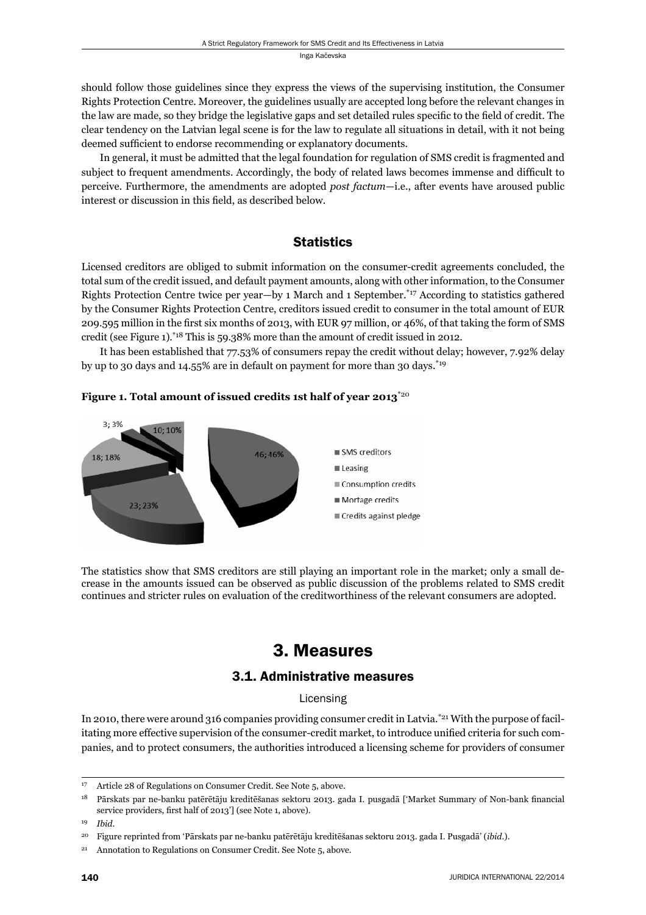should follow those guidelines since they express the views of the supervising institution, the Consumer Rights Protection Centre. Moreover, the guidelines usually are accepted long before the relevant changes in the law are made, so they bridge the legislative gaps and set detailed rules specific to the field of credit. The clear tendency on the Latvian legal scene is for the law to regulate all situations in detail, with it not being deemed sufficient to endorse recommending or explanatory documents.

In general, it must be admitted that the legal foundation for regulation of SMS credit is fragmented and subject to frequent amendments. Accordingly, the body of related laws becomes immense and difficult to perceive. Furthermore, the amendments are adopted *post factum*—i.e., after events have aroused public interest or discussion in this field, as described below.

### Statistics

Licensed creditors are obliged to submit information on the consumer-credit agreements concluded, the total sum of the credit issued, and default payment amounts, along with other information, to the Consumer Rights Protection Centre twice per year—by 1 March and 1 September.[*17] According to statistics gathered by the Consumer Rights Protection Centre, creditors issued credit to consumer in the total amount of EUR 209.595 million in the first six months of 2013, with EUR 97 million, or 46%, of that taking the form of SMS credit (see Figure 1).[*18] This is 59.38% more than the amount of credit issued in 2012.

It has been established that 77.53% of consumers repay the credit without delay; however, 7.92% delay by up to 30 days and 14.55% are in default on payment for more than 30 days.[*19]

**Figure 1. Total amount of issued credits 1st half of year 2013**[*20]

| Category | Value |
|---|---|
| SMS creditors | 46; 46% |
| Leasing | 23; 23% |
| Consumption credits | 18; 18% |
| Mortage credits | 3; 3% |
| Credits against pledge | 10; 10% |

The statistics show that SMS creditors are still playing an important role in the market; only a small decrease in the amounts issued can be observed as public discussion of the problems related to SMS credit continues and stricter rules on evaluation of the creditworthiness of the relevant consumers are adopted.

## 3. Measures

### 3.1. Administrative measures

#### Licensing

In 2010, there were around 316 companies providing consumer credit in Latvia.[*21] With the purpose of facilitating more effective supervision of the consumer-credit market, to introduce unified criteria for such companies, and to protect consumers, the authorities introduced a licensing scheme for providers of consumer

---

[17] Article 28 of Regulations on Consumer Credit. See Note 5, above.

[18] Pārskats par ne-banku patērētāju kreditēšanas sektoru 2013. gada I. pusgadā ['Market Summary of Non-bank financial service providers, first half of 2013'] (see Note 1, above).

[19] *Ibid.*

[20] Figure reprinted from 'Pārskats par ne-banku patērētāju kreditēšanas sektoru 2013. gada I. Pusgadā' (*ibid.*).

[21] Annotation to Regulations on Consumer Credit. See Note 5, above.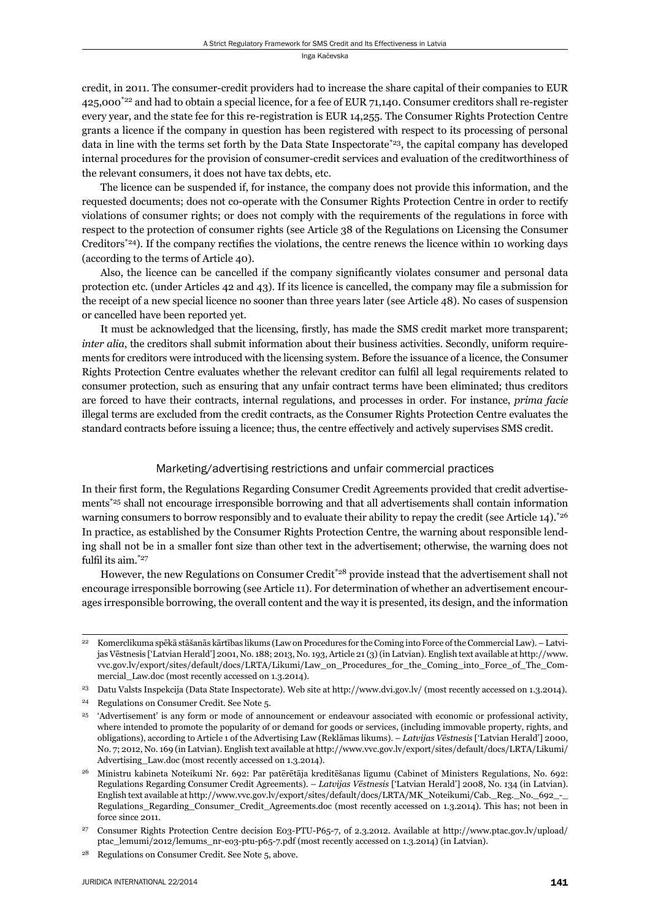credit, in 2011. The consumer-credit providers had to increase the share capital of their companies to EUR 425,000[*22] and had to obtain a special licence, for a fee of EUR 71,140. Consumer creditors shall re-register every year, and the state fee for this re-registration is EUR 14,255. The Consumer Rights Protection Centre grants a licence if the company in question has been registered with respect to its processing of personal data in line with the terms set forth by the Data State Inspectorate[*23], the capital company has developed internal procedures for the provision of consumer-credit services and evaluation of the creditworthiness of the relevant consumers, it does not have tax debts, etc.

The licence can be suspended if, for instance, the company does not provide this information, and the requested documents; does not co-operate with the Consumer Rights Protection Centre in order to rectify violations of consumer rights; or does not comply with the requirements of the regulations in force with respect to the protection of consumer rights (see Article 38 of the Regulations on Licensing the Consumer Creditors[*24]). If the company rectifies the violations, the centre renews the licence within 10 working days (according to the terms of Article 40).

Also, the licence can be cancelled if the company significantly violates consumer and personal data protection etc. (under Articles 42 and 43). If its licence is cancelled, the company may file a submission for the receipt of a new special licence no sooner than three years later (see Article 48). No cases of suspension or cancelled have been reported yet.

It must be acknowledged that the licensing, firstly, has made the SMS credit market more transparent; *inter alia*, the creditors shall submit information about their business activities. Secondly, uniform requirements for creditors were introduced with the licensing system. Before the issuance of a licence, the Consumer Rights Protection Centre evaluates whether the relevant creditor can fulfil all legal requirements related to consumer protection, such as ensuring that any unfair contract terms have been eliminated; thus creditors are forced to have their contracts, internal regulations, and processes in order. For instance, *prima facie* illegal terms are excluded from the credit contracts, as the Consumer Rights Protection Centre evaluates the standard contracts before issuing a licence; thus, the centre effectively and actively supervises SMS credit.

## Marketing/advertising restrictions and unfair commercial practices

In their first form, the Regulations Regarding Consumer Credit Agreements provided that credit advertisements[*25] shall not encourage irresponsible borrowing and that all advertisements shall contain information warning consumers to borrow responsibly and to evaluate their ability to repay the credit (see Article 14).[*26] In practice, as established by the Consumer Rights Protection Centre, the warning about responsible lending shall not be in a smaller font size than other text in the advertisement; otherwise, the warning does not fulfil its aim.[*27]

However, the new Regulations on Consumer Credit[*28] provide instead that the advertisement shall not encourage irresponsible borrowing (see Article 11). For determination of whether an advertisement encourages irresponsible borrowing, the overall content and the way it is presented, its design, and the information

---

[22] Komerclikuma spēkā stāšanās kārtības likums (Law on Procedures for the Coming into Force of the Commercial Law). – Latvijas Vēstnesis ['Latvian Herald'] 2001, No. 188; 2013, No. 193, Article 21 (3) (in Latvian). English text available at http://www.vvc.gov.lv/export/sites/default/docs/LRTA/Likumi/Law_on_Procedures_for_the_Coming_into_Force_of_The_Commercial_Law.doc (most recently accessed on 1.3.2014).

[23] Datu Valsts Inspekcija (Data State Inspectorate). Web site at http://www.dvi.gov.lv/ (most recently accessed on 1.3.2014).

[24] Regulations on Consumer Credit. See Note 5.

[25] 'Advertisement' is any form or mode of announcement or endeavour associated with economic or professional activity, where intended to promote the popularity of or demand for goods or services, (including immovable property, rights, and obligations), according to Article 1 of the Advertising Law (Reklāmas likums). – *Latvijas Vēstnesis* ['Latvian Herald'] 2000, No. 7; 2012, No. 169 (in Latvian). English text available at http://www.vvc.gov.lv/export/sites/default/docs/LRTA/Likumi/Advertising_Law.doc (most recently accessed on 1.3.2014).

[26] Ministru kabineta Noteikumi Nr. 692: Par patērētāja kreditēšanas līgumu (Cabinet of Ministers Regulations, No. 692: Regulations Regarding Consumer Credit Agreements). – *Latvijas Vēstnesis* ['Latvian Herald'] 2008, No. 134 (in Latvian). English text available at http://www.vvc.gov.lv/export/sites/default/docs/LRTA/MK_Noteikumi/Cab._Reg._No._692_-_Regulations_Regarding_Consumer_Credit_Agreements.doc (most recently accessed on 1.3.2014). This has; not been in force since 2011.

[27] Consumer Rights Protection Centre decision E03-PTU-P65-7, of 2.3.2012. Available at http://www.ptac.gov.lv/upload/ptac_lemumi/2012/lemums_nr-e03-ptu-p65-7.pdf (most recently accessed on 1.3.2014) (in Latvian).

[28] Regulations on Consumer Credit. See Note 5, above.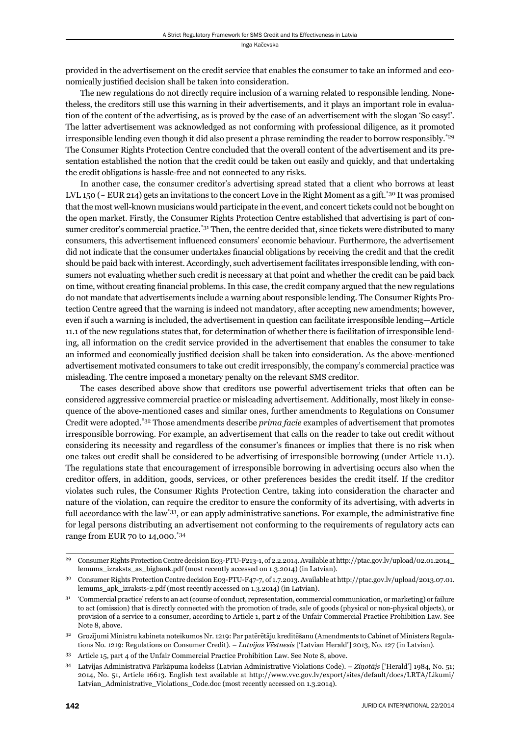provided in the advertisement on the credit service that enables the consumer to take an informed and economically justified decision shall be taken into consideration.

The new regulations do not directly require inclusion of a warning related to responsible lending. Nonetheless, the creditors still use this warning in their advertisements, and it plays an important role in evaluation of the content of the advertising, as is proved by the case of an advertisement with the slogan 'So easy!'. The latter advertisement was acknowledged as not conforming with professional diligence, as it promoted irresponsible lending even though it did also present a phrase reminding the reader to borrow responsibly.[*29] The Consumer Rights Protection Centre concluded that the overall content of the advertisement and its presentation established the notion that the credit could be taken out easily and quickly, and that undertaking the credit obligations is hassle-free and not connected to any risks.

In another case, the consumer creditor's advertising spread stated that a client who borrows at least LVL 150 (~ EUR 214) gets an invitations to the concert Love in the Right Moment as a gift.[*30] It was promised that the most well-known musicians would participate in the event, and concert tickets could not be bought on the open market. Firstly, the Consumer Rights Protection Centre established that advertising is part of consumer creditor's commercial practice.[*31] Then, the centre decided that, since tickets were distributed to many consumers, this advertisement influenced consumers' economic behaviour. Furthermore, the advertisement did not indicate that the consumer undertakes financial obligations by receiving the credit and that the credit should be paid back with interest. Accordingly, such advertisement facilitates irresponsible lending, with consumers not evaluating whether such credit is necessary at that point and whether the credit can be paid back on time, without creating financial problems. In this case, the credit company argued that the new regulations do not mandate that advertisements include a warning about responsible lending. The Consumer Rights Protection Centre agreed that the warning is indeed not mandatory, after accepting new amendments; however, even if such a warning is included, the advertisement in question can facilitate irresponsible lending—Article 11.1 of the new regulations states that, for determination of whether there is facilitation of irresponsible lending, all information on the credit service provided in the advertisement that enables the consumer to take an informed and economically justified decision shall be taken into consideration. As the above-mentioned advertisement motivated consumers to take out credit irresponsibly, the company's commercial practice was misleading. The centre imposed a monetary penalty on the relevant SMS creditor.

The cases described above show that creditors use powerful advertisement tricks that often can be considered aggressive commercial practice or misleading advertisement. Additionally, most likely in consequence of the above-mentioned cases and similar ones, further amendments to Regulations on Consumer Credit were adopted.[*32] Those amendments describe *prima facie* examples of advertisement that promotes irresponsible borrowing. For example, an advertisement that calls on the reader to take out credit without considering its necessity and regardless of the consumer's finances or implies that there is no risk when one takes out credit shall be considered to be advertising of irresponsible borrowing (under Article 11.1). The regulations state that encouragement of irresponsible borrowing in advertising occurs also when the creditor offers, in addition, goods, services, or other preferences besides the credit itself. If the creditor violates such rules, the Consumer Rights Protection Centre, taking into consideration the character and nature of the violation, can require the creditor to ensure the conformity of its advertising, with adverts in full accordance with the law[*33], or can apply administrative sanctions. For example, the administrative fine for legal persons distributing an advertisement not conforming to the requirements of regulatory acts can range from EUR 70 to 14,000.[*34]

---

[29] Consumer Rights Protection Centre decision E03-PTU-F213-1, of 2.2.2014. Available at http://ptac.gov.lv/upload/02.01.2014_lemums_izraksts_as_bigbank.pdf (most recently accessed on 1.3.2014) (in Latvian).

[30] Consumer Rights Protection Centre decision E03-PTU-F47-7, of 1.7.2013. Available at http://ptac.gov.lv/upload/2013.07.01.lemums_apk_izraksts-2.pdf (most recently accessed on 1.3.2014) (in Latvian).

[31] 'Commercial practice' refers to an act (course of conduct, representation, commercial communication, or marketing) or failure to act (omission) that is directly connected with the promotion of trade, sale of goods (physical or non-physical objects), or provision of a service to a consumer, according to Article 1, part 2 of the Unfair Commercial Practice Prohibition Law. See Note 8, above.

[32] Grozījumi Ministru kabineta noteikumos Nr. 1219: Par patērētāju kreditēšanu (Amendments to Cabinet of Ministers Regulations No. 1219: Regulations on Consumer Credit). – *Latvijas Vēstnesis* ['Latvian Herald'] 2013, No. 127 (in Latvian).

[33] Article 15, part 4 of the Unfair Commercial Practice Prohibition Law. See Note 8, above.

[34] Latvijas Administratīvā Pārkāpuma kodekss (Latvian Administrative Violations Code). – *Ziņotājs* ['Herald'] 1984, No. 51; 2014, No. 51, Article 16613. English text available at http://www.vvc.gov.lv/export/sites/default/docs/LRTA/Likumi/Latvian_Administrative_Violations_Code.doc (most recently accessed on 1.3.2014).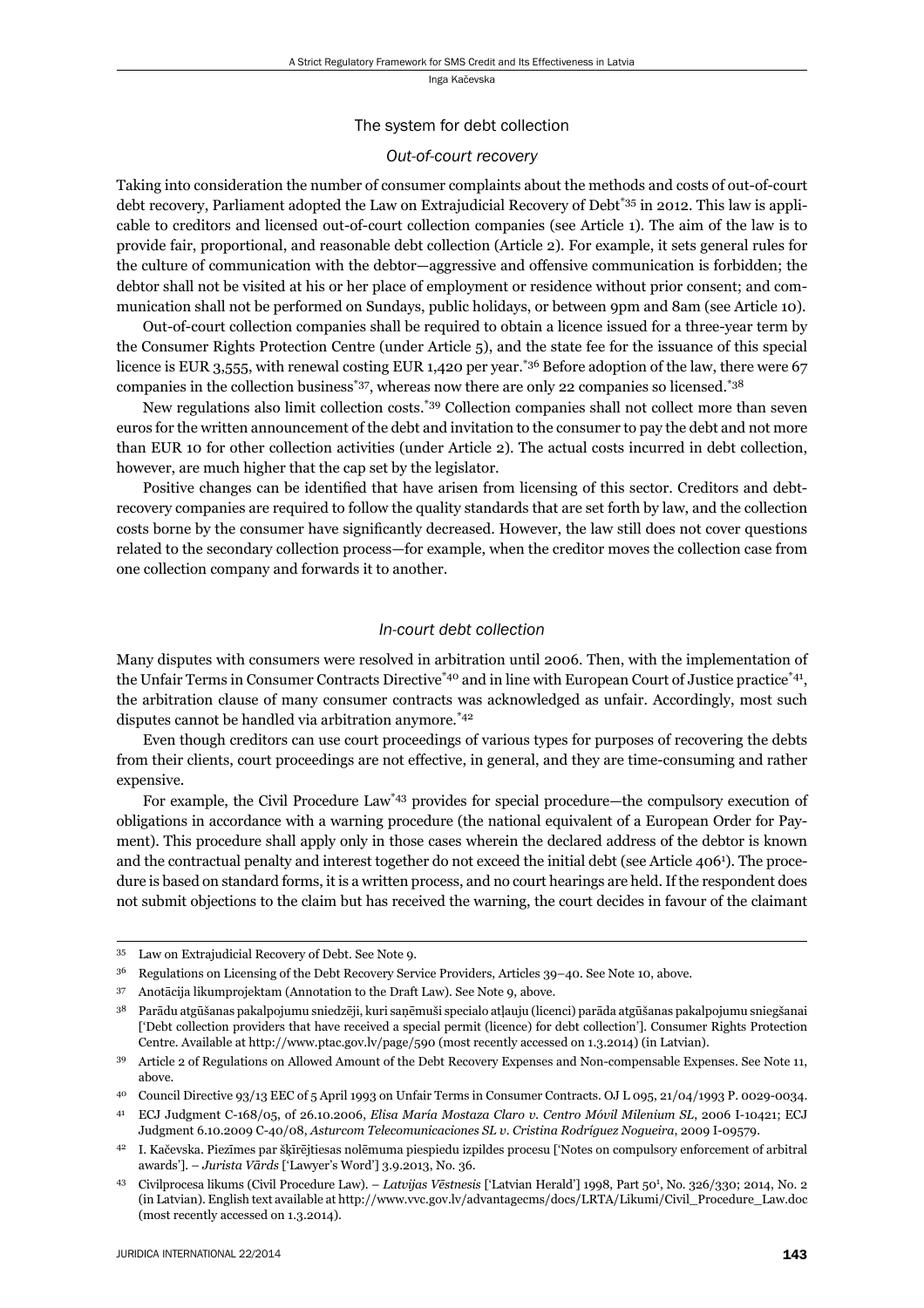## The system for debt collection

### *Out-of-court recovery*

Taking into consideration the number of consumer complaints about the methods and costs of out-of-court debt recovery, Parliament adopted the Law on Extrajudicial Recovery of Debt[*35] in 2012. This law is applicable to creditors and licensed out-of-court collection companies (see Article 1). The aim of the law is to provide fair, proportional, and reasonable debt collection (Article 2). For example, it sets general rules for the culture of communication with the debtor—aggressive and offensive communication is forbidden; the debtor shall not be visited at his or her place of employment or residence without prior consent; and communication shall not be performed on Sundays, public holidays, or between 9pm and 8am (see Article 10).

Out-of-court collection companies shall be required to obtain a licence issued for a three-year term by the Consumer Rights Protection Centre (under Article 5), and the state fee for the issuance of this special licence is EUR 3,555, with renewal costing EUR 1,420 per year.[*36] Before adoption of the law, there were 67 companies in the collection business[*37], whereas now there are only 22 companies so licensed.[*38]

New regulations also limit collection costs.[*39] Collection companies shall not collect more than seven euros for the written announcement of the debt and invitation to the consumer to pay the debt and not more than EUR 10 for other collection activities (under Article 2). The actual costs incurred in debt collection, however, are much higher that the cap set by the legislator.

Positive changes can be identified that have arisen from licensing of this sector. Creditors and debt-recovery companies are required to follow the quality standards that are set forth by law, and the collection costs borne by the consumer have significantly decreased. However, the law still does not cover questions related to the secondary collection process—for example, when the creditor moves the collection case from one collection company and forwards it to another.

### *In-court debt collection*

Many disputes with consumers were resolved in arbitration until 2006. Then, with the implementation of the Unfair Terms in Consumer Contracts Directive[*40] and in line with European Court of Justice practice[*41], the arbitration clause of many consumer contracts was acknowledged as unfair. Accordingly, most such disputes cannot be handled via arbitration anymore.[*42]

Even though creditors can use court proceedings of various types for purposes of recovering the debts from their clients, court proceedings are not effective, in general, and they are time-consuming and rather expensive.

For example, the Civil Procedure Law[*43] provides for special procedure—the compulsory execution of obligations in accordance with a warning procedure (the national equivalent of a European Order for Payment). This procedure shall apply only in those cases wherein the declared address of the debtor is known and the contractual penalty and interest together do not exceed the initial debt (see Article 406[1]). The procedure is based on standard forms, it is a written process, and no court hearings are held. If the respondent does not submit objections to the claim but has received the warning, the court decides in favour of the claimant

---

35 Law on Extrajudicial Recovery of Debt. See Note 9.

36 Regulations on Licensing of the Debt Recovery Service Providers, Articles 39–40. See Note 10, above.

37 Anotācija likumprojektam (Annotation to the Draft Law). See Note 9, above.

38 Parādu atgūšanas pakalpojumu sniedzēji, kuri saņēmuši specialo atļauju (licenci) parāda atgūšanas pakalpojumu sniegšanai ['Debt collection providers that have received a special permit (licence) for debt collection']. Consumer Rights Protection Centre. Available at http://www.ptac.gov.lv/page/590 (most recently accessed on 1.3.2014) (in Latvian).

39 Article 2 of Regulations on Allowed Amount of the Debt Recovery Expenses and Non-compensable Expenses. See Note 11, above.

40 Council Directive 93/13 EEC of 5 April 1993 on Unfair Terms in Consumer Contracts. OJ L 095, 21/04/1993 P. 0029-0034.

41 ECJ Judgment C-168/05, of 26.10.2006, *Elisa María Mostaza Claro v. Centro Móvil Milenium SL*, 2006 I-10421; ECJ Judgment 6.10.2009 C-40/08, *Asturcom Telecomunicaciones SL v. Cristina Rodríguez Nogueira*, 2009 I-09579.

42 I. Kačevska. Piezīmes par šķīrējtiesas nolēmuma piespiedu izpildes procesu ['Notes on compulsory enforcement of arbitral awards']. – *Jurista Vārds* ['Lawyer's Word'] 3.9.2013, No. 36.

43 Civilprocesa likums (Civil Procedure Law). – *Latvijas Vēstnesis* ['Latvian Herald'] 1998, Part 50[1], No. 326/330; 2014, No. 2 (in Latvian). English text available at http://www.vvc.gov.lv/advantagecms/docs/LRTA/Likumi/Civil_Procedure_Law.doc (most recently accessed on 1.3.2014).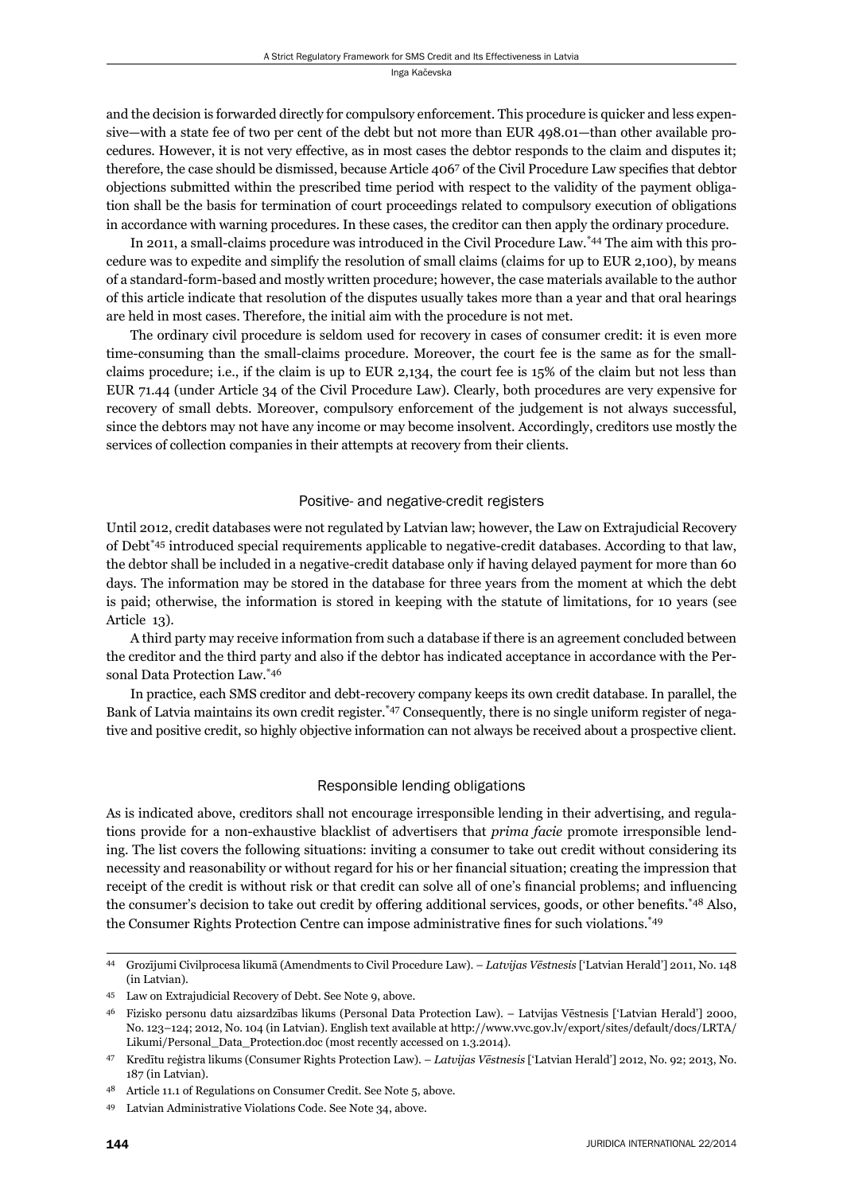and the decision is forwarded directly for compulsory enforcement. This procedure is quicker and less expensive—with a state fee of two per cent of the debt but not more than EUR 498.01—than other available procedures. However, it is not very effective, as in most cases the debtor responds to the claim and disputes it; therefore, the case should be dismissed, because Article 406[7] of the Civil Procedure Law specifies that debtor objections submitted within the prescribed time period with respect to the validity of the payment obligation shall be the basis for termination of court proceedings related to compulsory execution of obligations in accordance with warning procedures. In these cases, the creditor can then apply the ordinary procedure.

In 2011, a small-claims procedure was introduced in the Civil Procedure Law.[*44] The aim with this procedure was to expedite and simplify the resolution of small claims (claims for up to EUR 2,100), by means of a standard-form-based and mostly written procedure; however, the case materials available to the author of this article indicate that resolution of the disputes usually takes more than a year and that oral hearings are held in most cases. Therefore, the initial aim with the procedure is not met.

The ordinary civil procedure is seldom used for recovery in cases of consumer credit: it is even more time-consuming than the small-claims procedure. Moreover, the court fee is the same as for the small-claims procedure; i.e., if the claim is up to EUR 2,134, the court fee is 15% of the claim but not less than EUR 71.44 (under Article 34 of the Civil Procedure Law). Clearly, both procedures are very expensive for recovery of small debts. Moreover, compulsory enforcement of the judgement is not always successful, since the debtors may not have any income or may become insolvent. Accordingly, creditors use mostly the services of collection companies in their attempts at recovery from their clients.

## Positive- and negative-credit registers

Until 2012, credit databases were not regulated by Latvian law; however, the Law on Extrajudicial Recovery of Debt[*45] introduced special requirements applicable to negative-credit databases. According to that law, the debtor shall be included in a negative-credit database only if having delayed payment for more than 60 days. The information may be stored in the database for three years from the moment at which the debt is paid; otherwise, the information is stored in keeping with the statute of limitations, for 10 years (see Article 13).

A third party may receive information from such a database if there is an agreement concluded between the creditor and the third party and also if the debtor has indicated acceptance in accordance with the Personal Data Protection Law.[*46]

In practice, each SMS creditor and debt-recovery company keeps its own credit database. In parallel, the Bank of Latvia maintains its own credit register.[*47] Consequently, there is no single uniform register of negative and positive credit, so highly objective information can not always be received about a prospective client.

## Responsible lending obligations

As is indicated above, creditors shall not encourage irresponsible lending in their advertising, and regulations provide for a non-exhaustive blacklist of advertisers that *prima facie* promote irresponsible lending. The list covers the following situations: inviting a consumer to take out credit without considering its necessity and reasonability or without regard for his or her financial situation; creating the impression that receipt of the credit is without risk or that credit can solve all of one's financial problems; and influencing the consumer's decision to take out credit by offering additional services, goods, or other benefits.[*48] Also, the Consumer Rights Protection Centre can impose administrative fines for such violations.[*49]

---

44 Grozījumi Civilprocesa likumā (Amendments to Civil Procedure Law). – *Latvijas Vēstnesis* ['Latvian Herald'] 2011, No. 148 (in Latvian).

45 Law on Extrajudicial Recovery of Debt. See Note 9, above.

46 Fizisko personu datu aizsardzības likums (Personal Data Protection Law). – Latvijas Vēstnesis ['Latvian Herald'] 2000, No. 123–124; 2012, No. 104 (in Latvian). English text available at http://www.vvc.gov.lv/export/sites/default/docs/LRTA/Likumi/Personal_Data_Protection.doc (most recently accessed on 1.3.2014).

47 Kredītu reģistra likums (Consumer Rights Protection Law). – *Latvijas Vēstnesis* ['Latvian Herald'] 2012, No. 92; 2013, No. 187 (in Latvian).

48 Article 11.1 of Regulations on Consumer Credit. See Note 5, above.

49 Latvian Administrative Violations Code. See Note 34, above.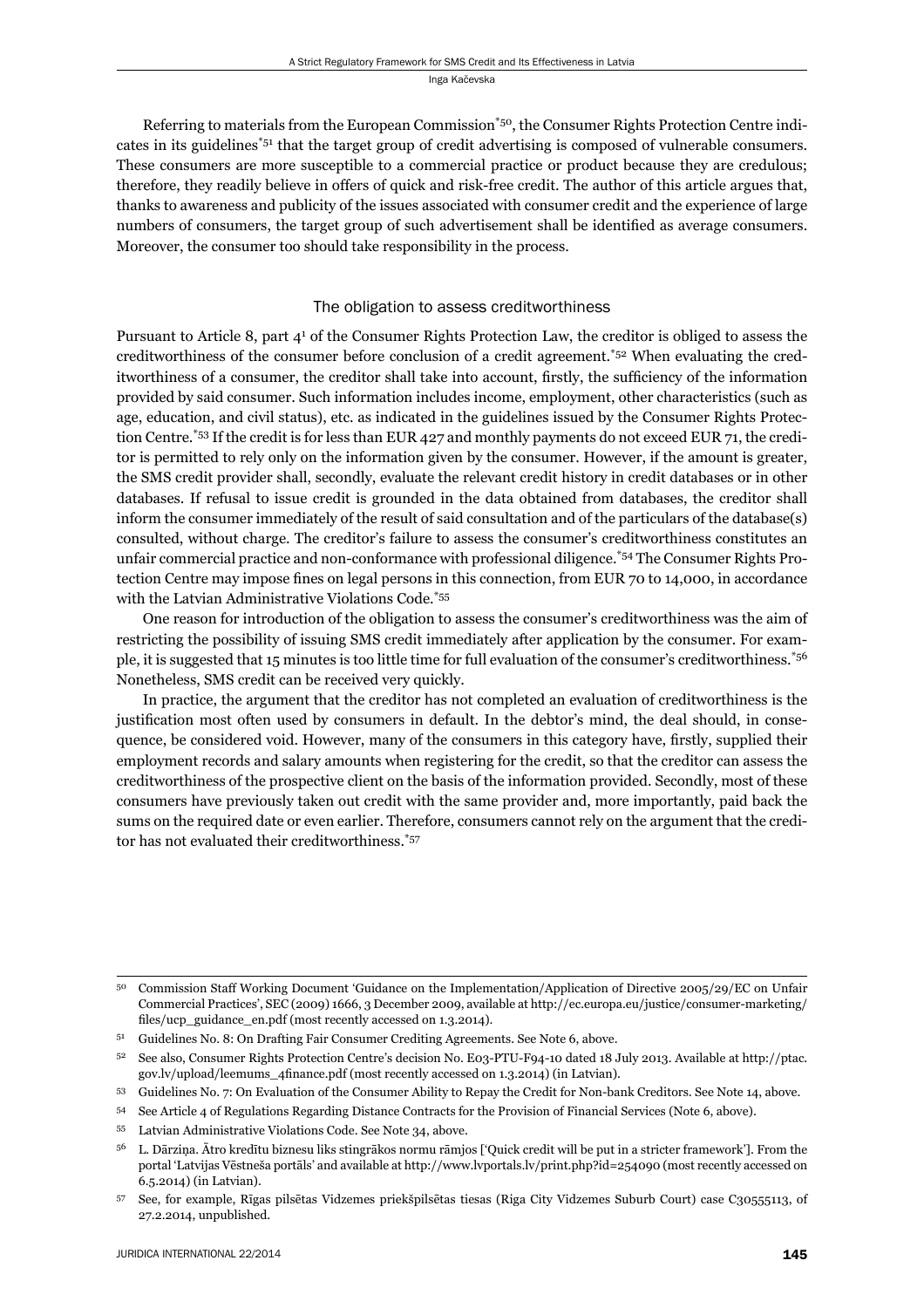Referring to materials from the European Commission[*50], the Consumer Rights Protection Centre indicates in its guidelines[*51] that the target group of credit advertising is composed of vulnerable consumers. These consumers are more susceptible to a commercial practice or product because they are credulous; therefore, they readily believe in offers of quick and risk-free credit. The author of this article argues that, thanks to awareness and publicity of the issues associated with consumer credit and the experience of large numbers of consumers, the target group of such advertisement shall be identified as average consumers. Moreover, the consumer too should take responsibility in the process.

## The obligation to assess creditworthiness

Pursuant to Article 8, part $4^1$ of the Consumer Rights Protection Law, the creditor is obliged to assess the creditworthiness of the consumer before conclusion of a credit agreement.[*52] When evaluating the creditworthiness of a consumer, the creditor shall take into account, firstly, the sufficiency of the information provided by said consumer. Such information includes income, employment, other characteristics (such as age, education, and civil status), etc. as indicated in the guidelines issued by the Consumer Rights Protection Centre.[*53] If the credit is for less than EUR 427 and monthly payments do not exceed EUR 71, the creditor is permitted to rely only on the information given by the consumer. However, if the amount is greater, the SMS credit provider shall, secondly, evaluate the relevant credit history in credit databases or in other databases. If refusal to issue credit is grounded in the data obtained from databases, the creditor shall inform the consumer immediately of the result of said consultation and of the particulars of the database(s) consulted, without charge. The creditor's failure to assess the consumer's creditworthiness constitutes an unfair commercial practice and non-conformance with professional diligence.[*54] The Consumer Rights Protection Centre may impose fines on legal persons in this connection, from EUR 70 to 14,000, in accordance with the Latvian Administrative Violations Code.[*55]

One reason for introduction of the obligation to assess the consumer's creditworthiness was the aim of restricting the possibility of issuing SMS credit immediately after application by the consumer. For example, it is suggested that 15 minutes is too little time for full evaluation of the consumer's creditworthiness.[*56] Nonetheless, SMS credit can be received very quickly.

In practice, the argument that the creditor has not completed an evaluation of creditworthiness is the justification most often used by consumers in default. In the debtor's mind, the deal should, in consequence, be considered void. However, many of the consumers in this category have, firstly, supplied their employment records and salary amounts when registering for the credit, so that the creditor can assess the creditworthiness of the prospective client on the basis of the information provided. Secondly, most of these consumers have previously taken out credit with the same provider and, more importantly, paid back the sums on the required date or even earlier. Therefore, consumers cannot rely on the argument that the creditor has not evaluated their creditworthiness.[*57]

---

[50] Commission Staff Working Document 'Guidance on the Implementation/Application of Directive 2005/29/EC on Unfair Commercial Practices', SEC (2009) 1666, 3 December 2009, available at http://ec.europa.eu/justice/consumer-marketing/files/ucp_guidance_en.pdf (most recently accessed on 1.3.2014).

[51] Guidelines No. 8: On Drafting Fair Consumer Crediting Agreements. See Note 6, above.

[52] See also, Consumer Rights Protection Centre's decision No. E03-PTU-F94-10 dated 18 July 2013. Available at http://ptac.gov.lv/upload/leemums_4finance.pdf (most recently accessed on 1.3.2014) (in Latvian).

[53] Guidelines No. 7: On Evaluation of the Consumer Ability to Repay the Credit for Non-bank Creditors. See Note 14, above.

[54] See Article 4 of Regulations Regarding Distance Contracts for the Provision of Financial Services (Note 6, above).

[55] Latvian Administrative Violations Code. See Note 34, above.

[56] L. Dārziņa. Ātro kredītu biznesu liks stingrākos normu rāmjos ['Quick credit will be put in a stricter framework']. From the portal 'Latvijas Vēstneša portāls' and available at http://www.lvportals.lv/print.php?id=254090 (most recently accessed on 6.5.2014) (in Latvian).

[57] See, for example, Rīgas pilsētas Vidzemes priekšpilsētas tiesas (Riga City Vidzemes Suburb Court) case C30555113, of 27.2.2014, unpublished.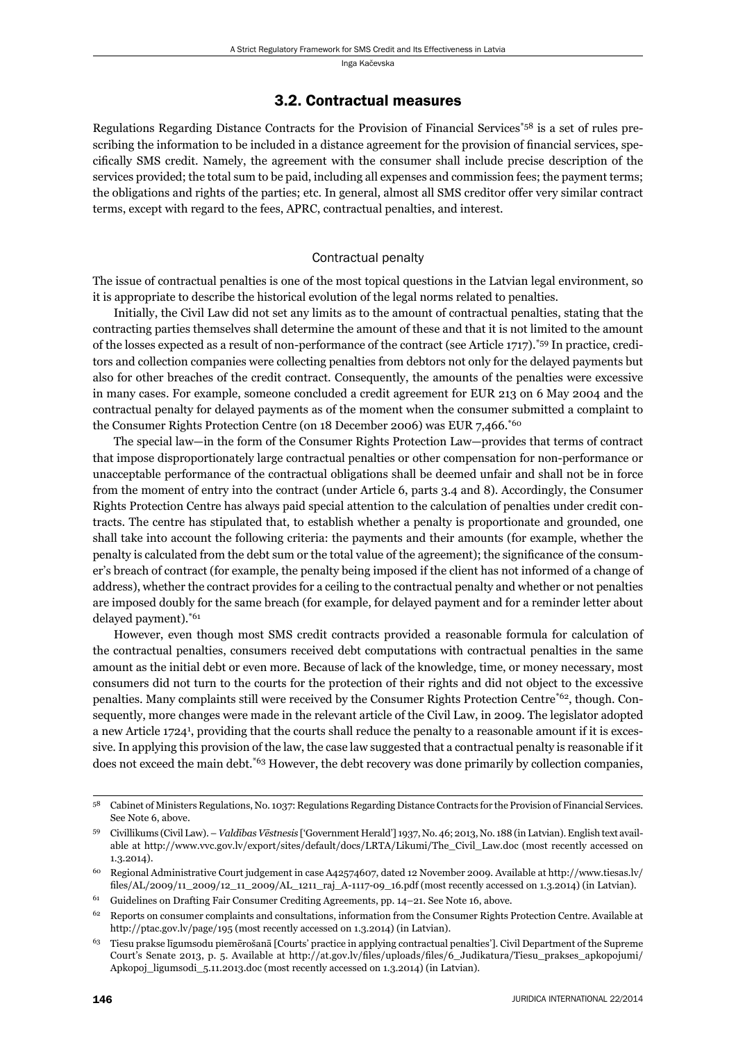## 3.2. Contractual measures

Regulations Regarding Distance Contracts for the Provision of Financial Services[*58] is a set of rules prescribing the information to be included in a distance agreement for the provision of financial services, specifically SMS credit. Namely, the agreement with the consumer shall include precise description of the services provided; the total sum to be paid, including all expenses and commission fees; the payment terms; the obligations and rights of the parties; etc. In general, almost all SMS creditor offer very similar contract terms, except with regard to the fees, APRC, contractual penalties, and interest.

### Contractual penalty

The issue of contractual penalties is one of the most topical questions in the Latvian legal environment, so it is appropriate to describe the historical evolution of the legal norms related to penalties.

Initially, the Civil Law did not set any limits as to the amount of contractual penalties, stating that the contracting parties themselves shall determine the amount of these and that it is not limited to the amount of the losses expected as a result of non-performance of the contract (see Article 1717).[*59] In practice, creditors and collection companies were collecting penalties from debtors not only for the delayed payments but also for other breaches of the credit contract. Consequently, the amounts of the penalties were excessive in many cases. For example, someone concluded a credit agreement for EUR 213 on 6 May 2004 and the contractual penalty for delayed payments as of the moment when the consumer submitted a complaint to the Consumer Rights Protection Centre (on 18 December 2006) was EUR 7,466.[*60]

The special law—in the form of the Consumer Rights Protection Law—provides that terms of contract that impose disproportionately large contractual penalties or other compensation for non-performance or unacceptable performance of the contractual obligations shall be deemed unfair and shall not be in force from the moment of entry into the contract (under Article 6, parts 3.4 and 8). Accordingly, the Consumer Rights Protection Centre has always paid special attention to the calculation of penalties under credit contracts. The centre has stipulated that, to establish whether a penalty is proportionate and grounded, one shall take into account the following criteria: the payments and their amounts (for example, whether the penalty is calculated from the debt sum or the total value of the agreement); the significance of the consumer's breach of contract (for example, the penalty being imposed if the client has not informed of a change of address), whether the contract provides for a ceiling to the contractual penalty and whether or not penalties are imposed doubly for the same breach (for example, for delayed payment and for a reminder letter about delayed payment).[*61]

However, even though most SMS credit contracts provided a reasonable formula for calculation of the contractual penalties, consumers received debt computations with contractual penalties in the same amount as the initial debt or even more. Because of lack of the knowledge, time, or money necessary, most consumers did not turn to the courts for the protection of their rights and did not object to the excessive penalties. Many complaints still were received by the Consumer Rights Protection Centre[*62], though. Consequently, more changes were made in the relevant article of the Civil Law, in 2009. The legislator adopted a new Article 1724[1], providing that the courts shall reduce the penalty to a reasonable amount if it is excessive. In applying this provision of the law, the case law suggested that a contractual penalty is reasonable if it does not exceed the main debt.[*63] However, the debt recovery was done primarily by collection companies,

---

58 Cabinet of Ministers Regulations, No. 1037: Regulations Regarding Distance Contracts for the Provision of Financial Services. See Note 6, above.

59 Civillikums (Civil Law). – *Valdības Vēstnesis* ['Government Herald'] 1937, No. 46; 2013, No. 188 (in Latvian). English text available at http://www.vvc.gov.lv/export/sites/default/docs/LRTA/Likumi/The_Civil_Law.doc (most recently accessed on 1.3.2014).

60 Regional Administrative Court judgement in case A42574607, dated 12 November 2009. Available at http://www.tiesas.lv/files/AL/2009/11_2009/12_11_2009/AL_1211_raj_A-1117-09_16.pdf (most recently accessed on 1.3.2014) (in Latvian).

61 Guidelines on Drafting Fair Consumer Crediting Agreements, pp. 14–21. See Note 16, above.

62 Reports on consumer complaints and consultations, information from the Consumer Rights Protection Centre. Available at http://ptac.gov.lv/page/195 (most recently accessed on 1.3.2014) (in Latvian).

63 Tiesu prakse līgumsodu piemērošanā [Courts' practice in applying contractual penalties']. Civil Department of the Supreme Court's Senate 2013, p. 5. Available at http://at.gov.lv/files/uploads/files/6_Judikatura/Tiesu_prakses_apkopojumi/Apkopoj_ligumsodi_5.11.2013.doc (most recently accessed on 1.3.2014) (in Latvian).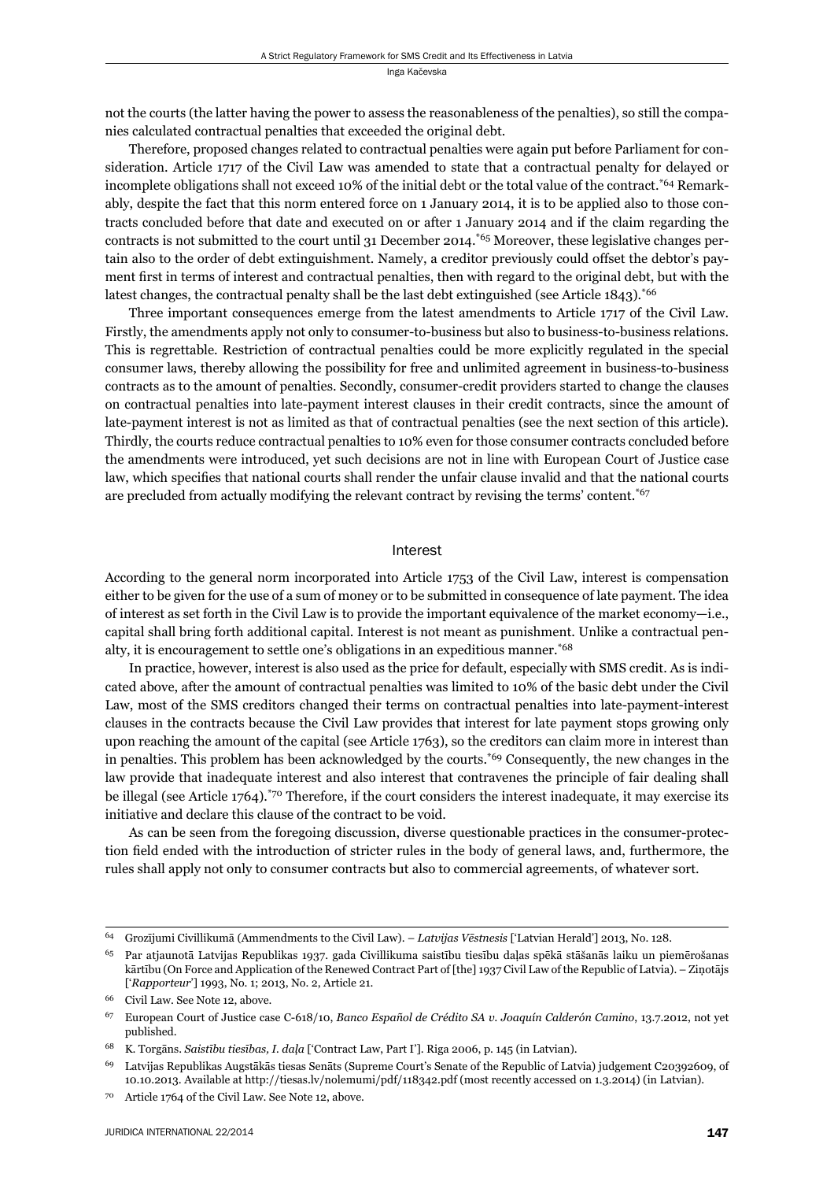not the courts (the latter having the power to assess the reasonableness of the penalties), so still the companies calculated contractual penalties that exceeded the original debt.

Therefore, proposed changes related to contractual penalties were again put before Parliament for consideration. Article 1717 of the Civil Law was amended to state that a contractual penalty for delayed or incomplete obligations shall not exceed 10% of the initial debt or the total value of the contract.[*64] Remarkably, despite the fact that this norm entered force on 1 January 2014, it is to be applied also to those contracts concluded before that date and executed on or after 1 January 2014 and if the claim regarding the contracts is not submitted to the court until 31 December 2014.[*65] Moreover, these legislative changes pertain also to the order of debt extinguishment. Namely, a creditor previously could offset the debtor's payment first in terms of interest and contractual penalties, then with regard to the original debt, but with the latest changes, the contractual penalty shall be the last debt extinguished (see Article 1843).[*66]

Three important consequences emerge from the latest amendments to Article 1717 of the Civil Law. Firstly, the amendments apply not only to consumer-to-business but also to business-to-business relations. This is regrettable. Restriction of contractual penalties could be more explicitly regulated in the special consumer laws, thereby allowing the possibility for free and unlimited agreement in business-to-business contracts as to the amount of penalties. Secondly, consumer-credit providers started to change the clauses on contractual penalties into late-payment interest clauses in their credit contracts, since the amount of late-payment interest is not as limited as that of contractual penalties (see the next section of this article). Thirdly, the courts reduce contractual penalties to 10% even for those consumer contracts concluded before the amendments were introduced, yet such decisions are not in line with European Court of Justice case law, which specifies that national courts shall render the unfair clause invalid and that the national courts are precluded from actually modifying the relevant contract by revising the terms' content.[*67]

## Interest

According to the general norm incorporated into Article 1753 of the Civil Law, interest is compensation either to be given for the use of a sum of money or to be submitted in consequence of late payment. The idea of interest as set forth in the Civil Law is to provide the important equivalence of the market economy—i.e., capital shall bring forth additional capital. Interest is not meant as punishment. Unlike a contractual penalty, it is encouragement to settle one's obligations in an expeditious manner.[*68]

In practice, however, interest is also used as the price for default, especially with SMS credit. As is indicated above, after the amount of contractual penalties was limited to 10% of the basic debt under the Civil Law, most of the SMS creditors changed their terms on contractual penalties into late-payment-interest clauses in the contracts because the Civil Law provides that interest for late payment stops growing only upon reaching the amount of the capital (see Article 1763), so the creditors can claim more in interest than in penalties. This problem has been acknowledged by the courts.[*69] Consequently, the new changes in the law provide that inadequate interest and also interest that contravenes the principle of fair dealing shall be illegal (see Article 1764).[*70] Therefore, if the court considers the interest inadequate, it may exercise its initiative and declare this clause of the contract to be void.

As can be seen from the foregoing discussion, diverse questionable practices in the consumer-protection field ended with the introduction of stricter rules in the body of general laws, and, furthermore, the rules shall apply not only to consumer contracts but also to commercial agreements, of whatever sort.

---

[64] Grozījumi Civillikumā (Ammendments to the Civil Law). – *Latvijas Vēstnesis* ['Latvian Herald'] 2013, No. 128.

[65] Par atjaunotā Latvijas Republikas 1937. gada Civillikuma saistību tiesību daļas spēkā stāšanās laiku un piemērošanas kārtību (On Force and Application of the Renewed Contract Part of [the] 1937 Civil Law of the Republic of Latvia). – Ziņotājs ['*Rapporteur*'] 1993, No. 1; 2013, No. 2, Article 21.

[66] Civil Law. See Note 12, above.

[67] European Court of Justice case C-618/10, *Banco Español de Crédito SA v. Joaquín Calderón Camino*, 13.7.2012, not yet published.

[68] K. Torgāns. *Saistību tiesības, I. daļa* ['Contract Law, Part I']. Riga 2006, p. 145 (in Latvian).

[69] Latvijas Republikas Augstākās tiesas Senāts (Supreme Court's Senate of the Republic of Latvia) judgement C20392609, of 10.10.2013. Available at http://tiesas.lv/nolemumi/pdf/118342.pdf (most recently accessed on 1.3.2014) (in Latvian).

[70] Article 1764 of the Civil Law. See Note 12, above.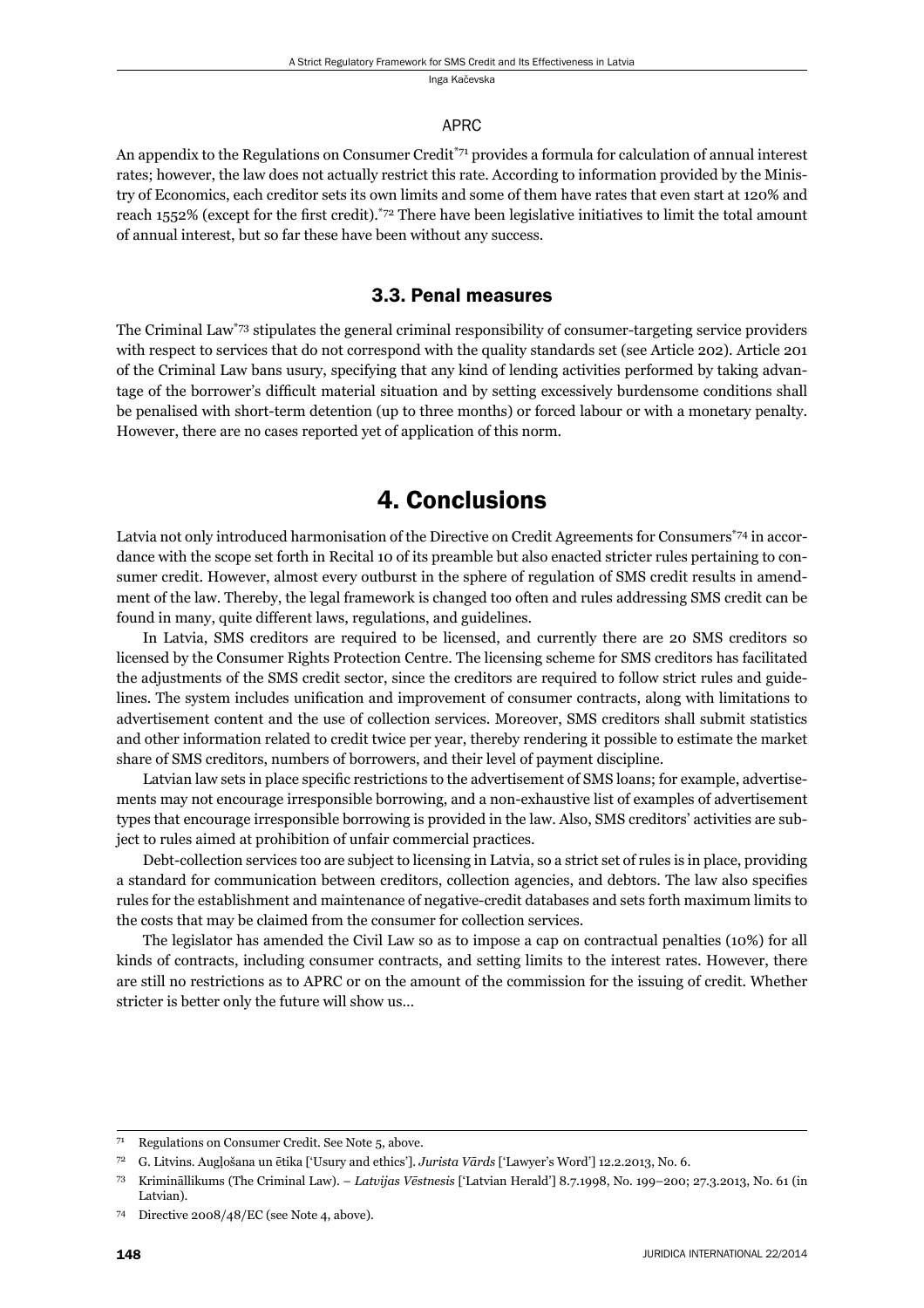### APRC

An appendix to the Regulations on Consumer Credit[*71] provides a formula for calculation of annual interest rates; however, the law does not actually restrict this rate. According to information provided by the Ministry of Economics, each creditor sets its own limits and some of them have rates that even start at 120% and reach 1552% (except for the first credit).[*72] There have been legislative initiatives to limit the total amount of annual interest, but so far these have been without any success.

## 3.3. Penal measures

The Criminal Law[*73] stipulates the general criminal responsibility of consumer-targeting service providers with respect to services that do not correspond with the quality standards set (see Article 202). Article 201 of the Criminal Law bans usury, specifying that any kind of lending activities performed by taking advantage of the borrower's difficult material situation and by setting excessively burdensome conditions shall be penalised with short-term detention (up to three months) or forced labour or with a monetary penalty. However, there are no cases reported yet of application of this norm.

# 4. Conclusions

Latvia not only introduced harmonisation of the Directive on Credit Agreements for Consumers[*74] in accordance with the scope set forth in Recital 10 of its preamble but also enacted stricter rules pertaining to consumer credit. However, almost every outburst in the sphere of regulation of SMS credit results in amendment of the law. Thereby, the legal framework is changed too often and rules addressing SMS credit can be found in many, quite different laws, regulations, and guidelines.

In Latvia, SMS creditors are required to be licensed, and currently there are 20 SMS creditors so licensed by the Consumer Rights Protection Centre. The licensing scheme for SMS creditors has facilitated the adjustments of the SMS credit sector, since the creditors are required to follow strict rules and guidelines. The system includes unification and improvement of consumer contracts, along with limitations to advertisement content and the use of collection services. Moreover, SMS creditors shall submit statistics and other information related to credit twice per year, thereby rendering it possible to estimate the market share of SMS creditors, numbers of borrowers, and their level of payment discipline.

Latvian law sets in place specific restrictions to the advertisement of SMS loans; for example, advertisements may not encourage irresponsible borrowing, and a non-exhaustive list of examples of advertisement types that encourage irresponsible borrowing is provided in the law. Also, SMS creditors' activities are subject to rules aimed at prohibition of unfair commercial practices.

Debt-collection services too are subject to licensing in Latvia, so a strict set of rules is in place, providing a standard for communication between creditors, collection agencies, and debtors. The law also specifies rules for the establishment and maintenance of negative-credit databases and sets forth maximum limits to the costs that may be claimed from the consumer for collection services.

The legislator has amended the Civil Law so as to impose a cap on contractual penalties (10%) for all kinds of contracts, including consumer contracts, and setting limits to the interest rates. However, there are still no restrictions as to APRC or on the amount of the commission for the issuing of credit. Whether stricter is better only the future will show us…

---

71 Regulations on Consumer Credit. See Note 5, above.

72 G. Litvins. Augļošana un ētika ['Usury and ethics']. *Jurista Vārds* ['Lawyer's Word'] 12.2.2013, No. 6.

73 Krimināllikums (The Criminal Law). – *Latvijas Vēstnesis* ['Latvian Herald'] 8.7.1998, No. 199–200; 27.3.2013, No. 61 (in Latvian).

74 Directive 2008/48/EC (see Note 4, above).